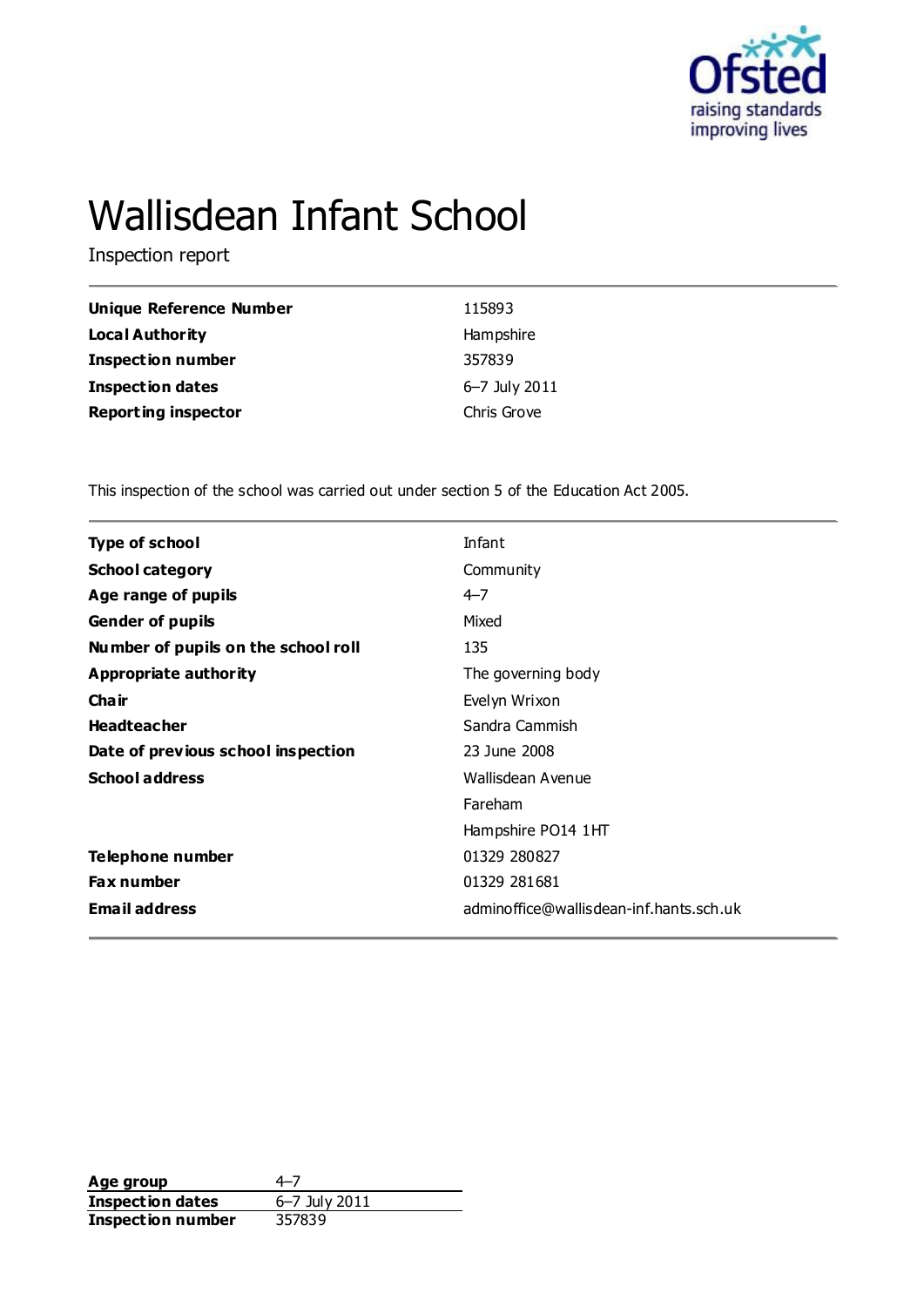# Wallisdean Infant School

Inspection report

| | |
|---|---|
| **Unique Reference Number** | 115893 |
| **Local Authority** | Hampshire |
| **Inspection number** | 357839 |
| **Inspection dates** | 6–7 July 2011 |
| **Reporting inspector** | Chris Grove |

This inspection of the school was carried out under section 5 of the Education Act 2005.

| | |
|---|---|
| **Type of school** | Infant |
| **School category** | Community |
| **Age range of pupils** | 4–7 |
| **Gender of pupils** | Mixed |
| **Number of pupils on the school roll** | 135 |
| **Appropriate authority** | The governing body |
| **Chair** | Evelyn Wrixon |
| **Headteacher** | Sandra Cammish |
| **Date of previous school inspection** | 23 June 2008 |
| **School address** | Wallisdean Avenue<br>Fareham<br>Hampshire PO14 1HT |
| **Telephone number** | 01329 280827 |
| **Fax number** | 01329 281681 |
| **Email address** | adminoffice@wallisdean-inf.hants.sch.uk |

| | |
|---|---|
| **Age group** | 4–7 |
| **Inspection dates** | 6–7 July 2011 |
| **Inspection number** | 357839 |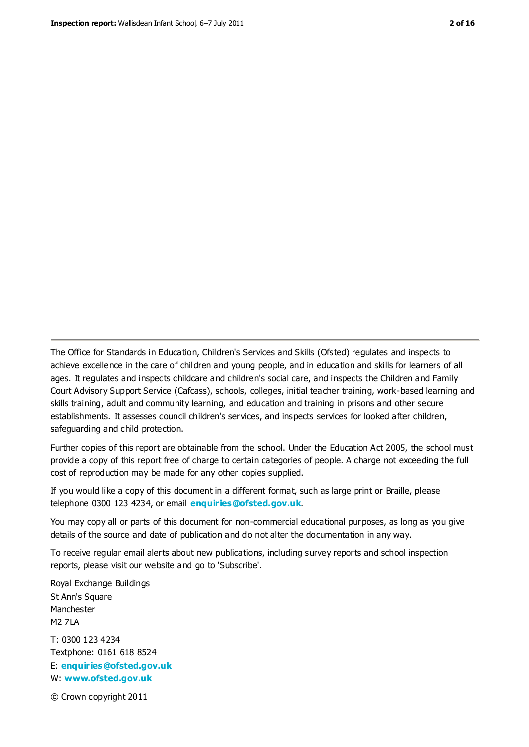The Office for Standards in Education, Children's Services and Skills (Ofsted) regulates and inspects to achieve excellence in the care of children and young people, and in education and skills for learners of all ages. It regulates and inspects childcare and children's social care, and inspects the Children and Family Court Advisory Support Service (Cafcass), schools, colleges, initial teacher training, work-based learning and skills training, adult and community learning, and education and training in prisons and other secure establishments. It assesses council children's services, and inspects services for looked after children, safeguarding and child protection.

Further copies of this report are obtainable from the school. Under the Education Act 2005, the school must provide a copy of this report free of charge to certain categories of people. A charge not exceeding the full cost of reproduction may be made for any other copies supplied.

If you would like a copy of this document in a different format, such as large print or Braille, please telephone 0300 123 4234, or email **enquiries@ofsted.gov.uk**.

You may copy all or parts of this document for non-commercial educational purposes, as long as you give details of the source and date of publication and do not alter the documentation in any way.

To receive regular email alerts about new publications, including survey reports and school inspection reports, please visit our website and go to 'Subscribe'.

Royal Exchange Buildings
St Ann's Square
Manchester
M2 7LA

T: 0300 123 4234
Textphone: 0161 618 8524
E: **enquiries@ofsted.gov.uk**
W: **www.ofsted.gov.uk**

© Crown copyright 2011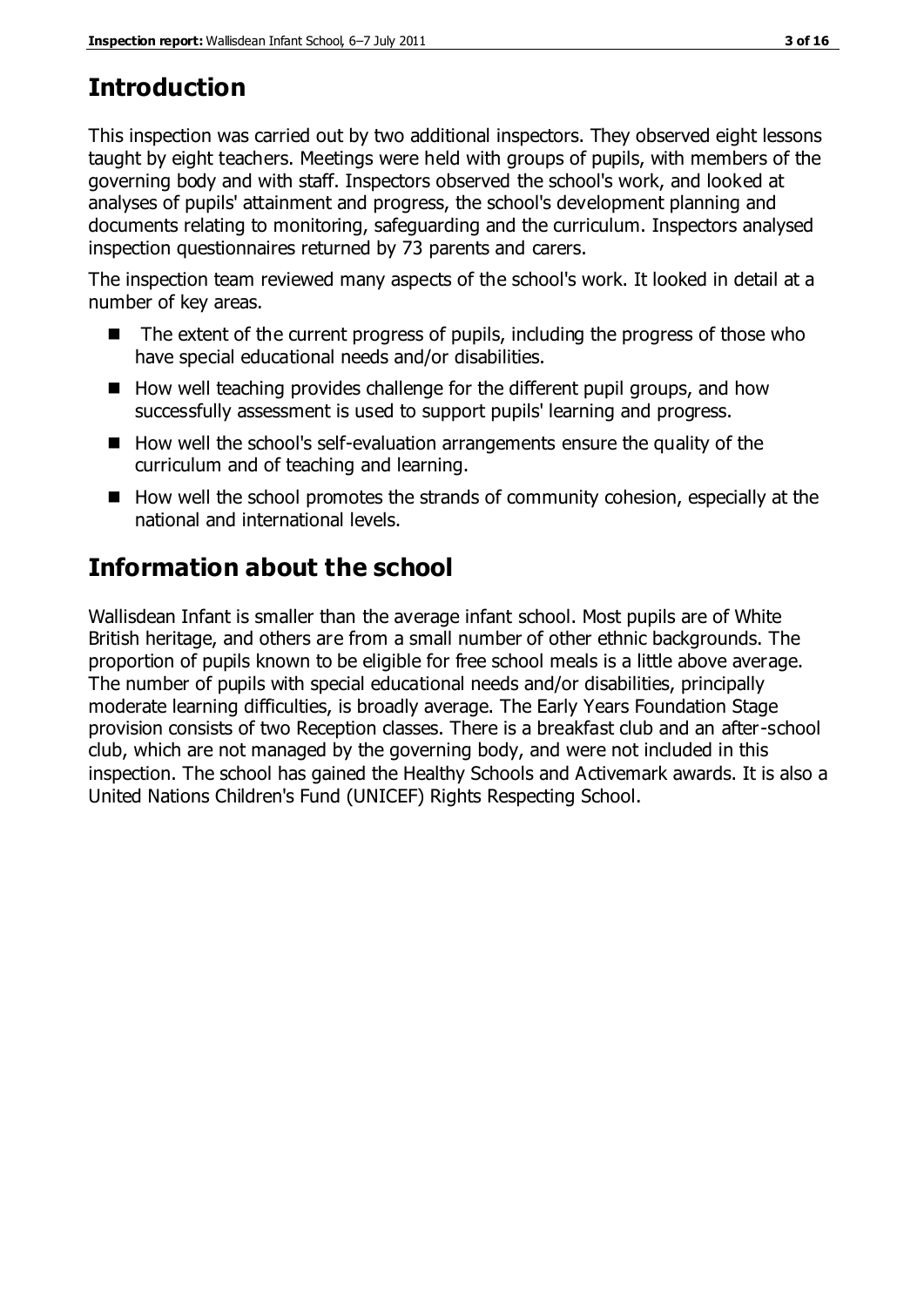## Introduction

This inspection was carried out by two additional inspectors. They observed eight lessons taught by eight teachers. Meetings were held with groups of pupils, with members of the governing body and with staff. Inspectors observed the school's work, and looked at analyses of pupils' attainment and progress, the school's development planning and documents relating to monitoring, safeguarding and the curriculum. Inspectors analysed inspection questionnaires returned by 73 parents and carers.

The inspection team reviewed many aspects of the school's work. It looked in detail at a number of key areas.

- The extent of the current progress of pupils, including the progress of those who have special educational needs and/or disabilities.
- How well teaching provides challenge for the different pupil groups, and how successfully assessment is used to support pupils' learning and progress.
- How well the school's self-evaluation arrangements ensure the quality of the curriculum and of teaching and learning.
- How well the school promotes the strands of community cohesion, especially at the national and international levels.

## Information about the school

Wallisdean Infant is smaller than the average infant school. Most pupils are of White British heritage, and others are from a small number of other ethnic backgrounds. The proportion of pupils known to be eligible for free school meals is a little above average. The number of pupils with special educational needs and/or disabilities, principally moderate learning difficulties, is broadly average. The Early Years Foundation Stage provision consists of two Reception classes. There is a breakfast club and an after-school club, which are not managed by the governing body, and were not included in this inspection. The school has gained the Healthy Schools and Activemark awards. It is also a United Nations Children's Fund (UNICEF) Rights Respecting School.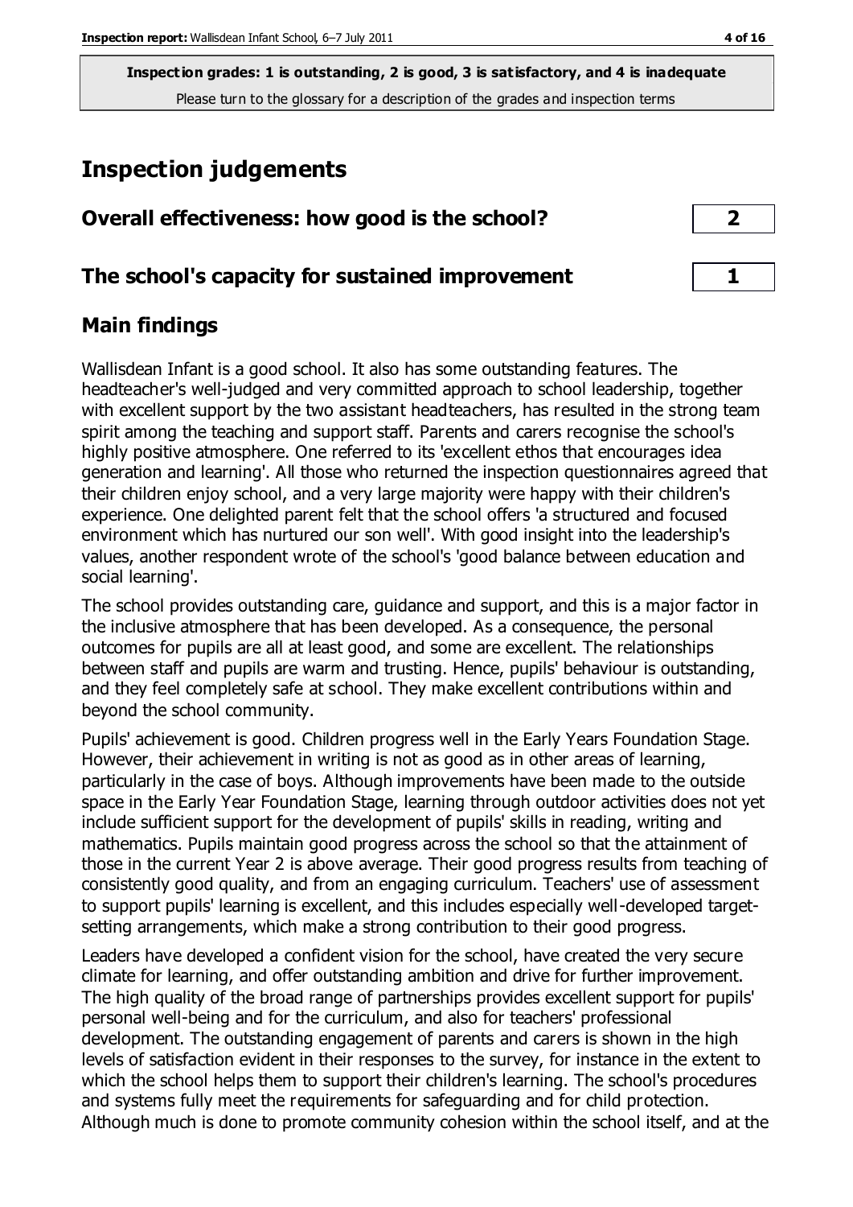**Inspection grades: 1 is outstanding, 2 is good, 3 is satisfactory, and 4 is inadequate**
Please turn to the glossary for a description of the grades and inspection terms

# Inspection judgements

| Overall effectiveness: how good is the school? | 2 |
|---|---|
| **The school's capacity for sustained improvement** | **1** |

## Main findings

Wallisdean Infant is a good school. It also has some outstanding features. The headteacher's well-judged and very committed approach to school leadership, together with excellent support by the two assistant headteachers, has resulted in the strong team spirit among the teaching and support staff. Parents and carers recognise the school's highly positive atmosphere. One referred to its 'excellent ethos that encourages idea generation and learning'. All those who returned the inspection questionnaires agreed that their children enjoy school, and a very large majority were happy with their children's experience. One delighted parent felt that the school offers 'a structured and focused environment which has nurtured our son well'. With good insight into the leadership's values, another respondent wrote of the school's 'good balance between education and social learning'.

The school provides outstanding care, guidance and support, and this is a major factor in the inclusive atmosphere that has been developed. As a consequence, the personal outcomes for pupils are all at least good, and some are excellent. The relationships between staff and pupils are warm and trusting. Hence, pupils' behaviour is outstanding, and they feel completely safe at school. They make excellent contributions within and beyond the school community.

Pupils' achievement is good. Children progress well in the Early Years Foundation Stage. However, their achievement in writing is not as good as in other areas of learning, particularly in the case of boys. Although improvements have been made to the outside space in the Early Year Foundation Stage, learning through outdoor activities does not yet include sufficient support for the development of pupils' skills in reading, writing and mathematics. Pupils maintain good progress across the school so that the attainment of those in the current Year 2 is above average. Their good progress results from teaching of consistently good quality, and from an engaging curriculum. Teachers' use of assessment to support pupils' learning is excellent, and this includes especially well-developed target-setting arrangements, which make a strong contribution to their good progress.

Leaders have developed a confident vision for the school, have created the very secure climate for learning, and offer outstanding ambition and drive for further improvement. The high quality of the broad range of partnerships provides excellent support for pupils' personal well-being and for the curriculum, and also for teachers' professional development. The outstanding engagement of parents and carers is shown in the high levels of satisfaction evident in their responses to the survey, for instance in the extent to which the school helps them to support their children's learning. The school's procedures and systems fully meet the requirements for safeguarding and for child protection. Although much is done to promote community cohesion within the school itself, and at the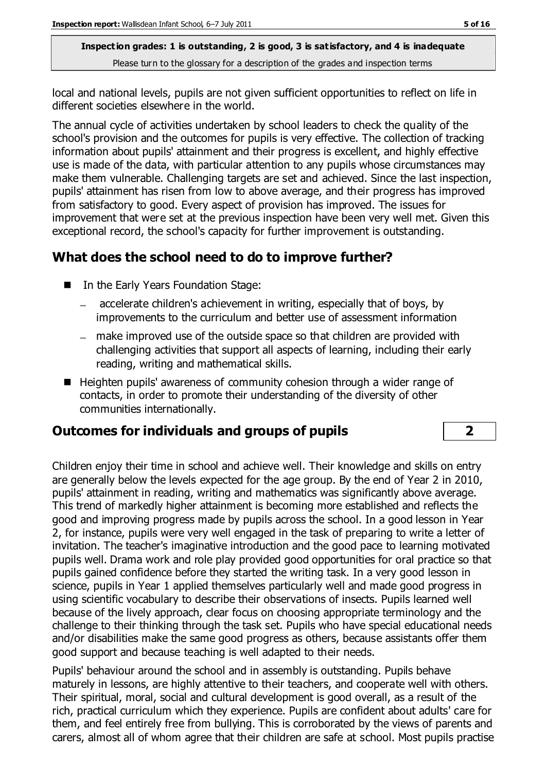local and national levels, pupils are not given sufficient opportunities to reflect on life in different societies elsewhere in the world.

The annual cycle of activities undertaken by school leaders to check the quality of the school's provision and the outcomes for pupils is very effective. The collection of tracking information about pupils' attainment and their progress is excellent, and highly effective use is made of the data, with particular attention to any pupils whose circumstances may make them vulnerable. Challenging targets are set and achieved. Since the last inspection, pupils' attainment has risen from low to above average, and their progress has improved from satisfactory to good. Every aspect of provision has improved. The issues for improvement that were set at the previous inspection have been very well met. Given this exceptional record, the school's capacity for further improvement is outstanding.

## What does the school need to do to improve further?

- In the Early Years Foundation Stage:
  - accelerate children's achievement in writing, especially that of boys, by improvements to the curriculum and better use of assessment information
  - make improved use of the outside space so that children are provided with challenging activities that support all aspects of learning, including their early reading, writing and mathematical skills.
- Heighten pupils' awareness of community cohesion through a wider range of contacts, in order to promote their understanding of the diversity of other communities internationally.

## Outcomes for individuals and groups of pupils — 2

Children enjoy their time in school and achieve well. Their knowledge and skills on entry are generally below the levels expected for the age group. By the end of Year 2 in 2010, pupils' attainment in reading, writing and mathematics was significantly above average. This trend of markedly higher attainment is becoming more established and reflects the good and improving progress made by pupils across the school. In a good lesson in Year 2, for instance, pupils were very well engaged in the task of preparing to write a letter of invitation. The teacher's imaginative introduction and the good pace to learning motivated pupils well. Drama work and role play provided good opportunities for oral practice so that pupils gained confidence before they started the writing task. In a very good lesson in science, pupils in Year 1 applied themselves particularly well and made good progress in using scientific vocabulary to describe their observations of insects. Pupils learned well because of the lively approach, clear focus on choosing appropriate terminology and the challenge to their thinking through the task set. Pupils who have special educational needs and/or disabilities make the same good progress as others, because assistants offer them good support and because teaching is well adapted to their needs.

Pupils' behaviour around the school and in assembly is outstanding. Pupils behave maturely in lessons, are highly attentive to their teachers, and cooperate well with others. Their spiritual, moral, social and cultural development is good overall, as a result of the rich, practical curriculum which they experience. Pupils are confident about adults' care for them, and feel entirely free from bullying. This is corroborated by the views of parents and carers, almost all of whom agree that their children are safe at school. Most pupils practise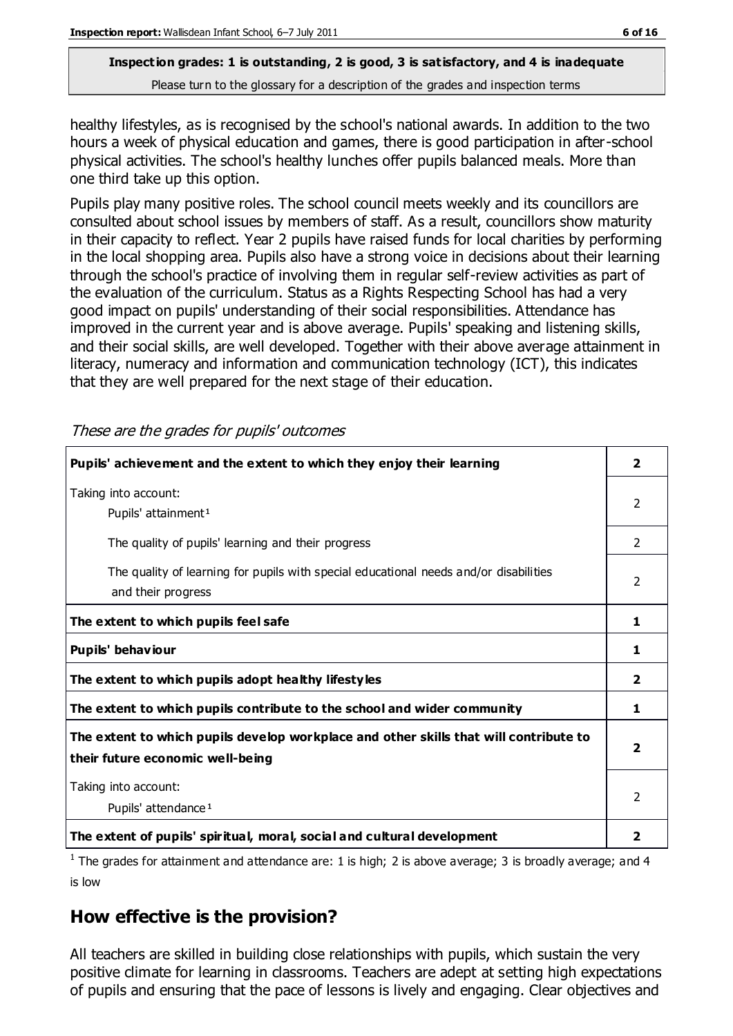healthy lifestyles, as is recognised by the school's national awards. In addition to the two hours a week of physical education and games, there is good participation in after-school physical activities. The school's healthy lunches offer pupils balanced meals. More than one third take up this option.

Pupils play many positive roles. The school council meets weekly and its councillors are consulted about school issues by members of staff. As a result, councillors show maturity in their capacity to reflect. Year 2 pupils have raised funds for local charities by performing in the local shopping area. Pupils also have a strong voice in decisions about their learning through the school's practice of involving them in regular self-review activities as part of the evaluation of the curriculum. Status as a Rights Respecting School has had a very good impact on pupils' understanding of their social responsibilities. Attendance has improved in the current year and is above average. Pupils' speaking and listening skills, and their social skills, are well developed. Together with their above average attainment in literacy, numeracy and information and communication technology (ICT), this indicates that they are well prepared for the next stage of their education.

*These are the grades for pupils' outcomes*

| | |
|---|---|
| **Pupils' achievement and the extent to which they enjoy their learning** | **2** |
| Taking into account: Pupils' attainment[1] | 2 |
| The quality of pupils' learning and their progress | 2 |
| The quality of learning for pupils with special educational needs and/or disabilities and their progress | 2 |
| **The extent to which pupils feel safe** | **1** |
| **Pupils' behaviour** | **1** |
| **The extent to which pupils adopt healthy lifestyles** | **2** |
| **The extent to which pupils contribute to the school and wider community** | **1** |
| **The extent to which pupils develop workplace and other skills that will contribute to their future economic well-being** | **2** |
| Taking into account: Pupils' attendance[1] | 2 |
| **The extent of pupils' spiritual, moral, social and cultural development** | **2** |

[1] The grades for attainment and attendance are: 1 is high; 2 is above average; 3 is broadly average; and 4 is low

## How effective is the provision?

All teachers are skilled in building close relationships with pupils, which sustain the very positive climate for learning in classrooms. Teachers are adept at setting high expectations of pupils and ensuring that the pace of lessons is lively and engaging. Clear objectives and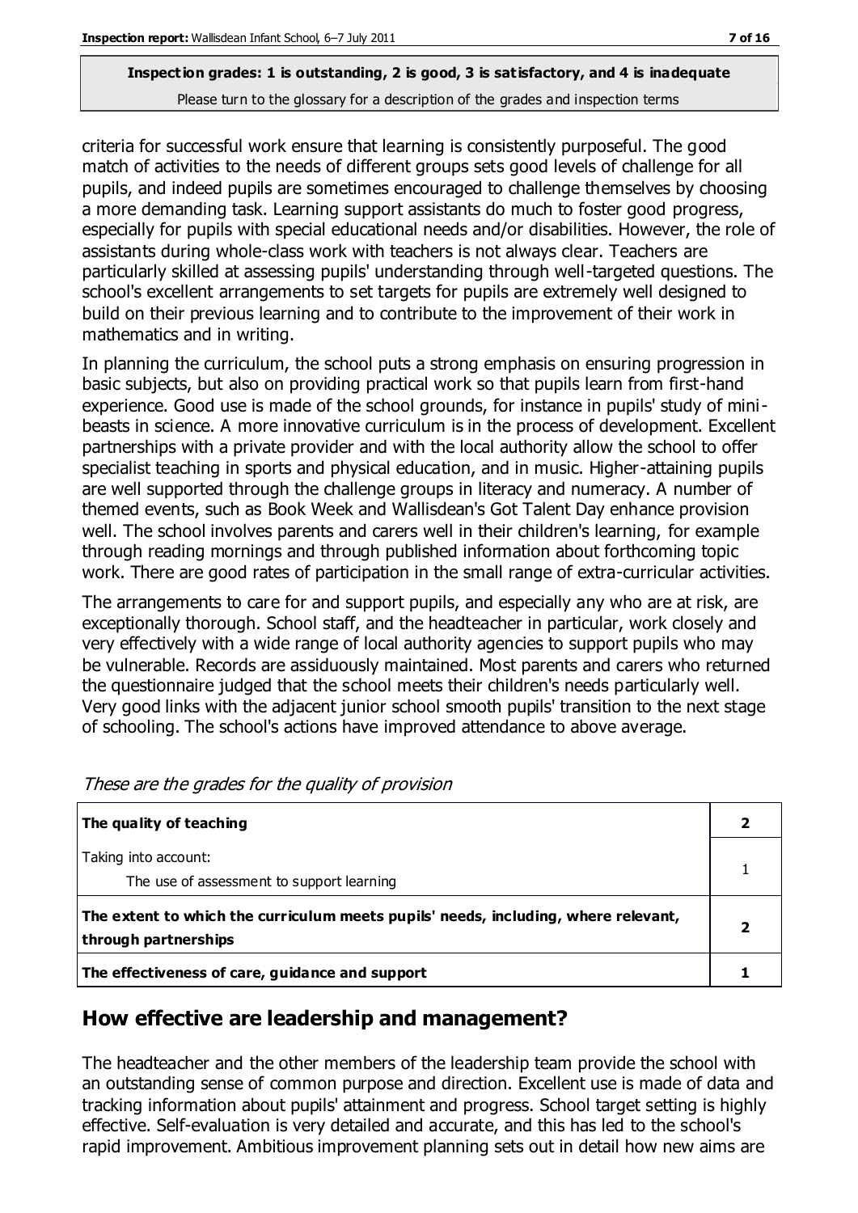criteria for successful work ensure that learning is consistently purposeful. The good match of activities to the needs of different groups sets good levels of challenge for all pupils, and indeed pupils are sometimes encouraged to challenge themselves by choosing a more demanding task. Learning support assistants do much to foster good progress, especially for pupils with special educational needs and/or disabilities. However, the role of assistants during whole-class work with teachers is not always clear. Teachers are particularly skilled at assessing pupils' understanding through well-targeted questions. The school's excellent arrangements to set targets for pupils are extremely well designed to build on their previous learning and to contribute to the improvement of their work in mathematics and in writing.

In planning the curriculum, the school puts a strong emphasis on ensuring progression in basic subjects, but also on providing practical work so that pupils learn from first-hand experience. Good use is made of the school grounds, for instance in pupils' study of mini-beasts in science. A more innovative curriculum is in the process of development. Excellent partnerships with a private provider and with the local authority allow the school to offer specialist teaching in sports and physical education, and in music. Higher-attaining pupils are well supported through the challenge groups in literacy and numeracy. A number of themed events, such as Book Week and Wallisdean's Got Talent Day enhance provision well. The school involves parents and carers well in their children's learning, for example through reading mornings and through published information about forthcoming topic work. There are good rates of participation in the small range of extra-curricular activities.

The arrangements to care for and support pupils, and especially any who are at risk, are exceptionally thorough. School staff, and the headteacher in particular, work closely and very effectively with a wide range of local authority agencies to support pupils who may be vulnerable. Records are assiduously maintained. Most parents and carers who returned the questionnaire judged that the school meets their children's needs particularly well. Very good links with the adjacent junior school smooth pupils' transition to the next stage of schooling. The school's actions have improved attendance to above average.

*These are the grades for the quality of provision*

| | |
|---|---|
| **The quality of teaching** | **2** |
| Taking into account:<br>The use of assessment to support learning | 1 |
| **The extent to which the curriculum meets pupils' needs, including, where relevant, through partnerships** | **2** |
| **The effectiveness of care, guidance and support** | **1** |

## How effective are leadership and management?

The headteacher and the other members of the leadership team provide the school with an outstanding sense of common purpose and direction. Excellent use is made of data and tracking information about pupils' attainment and progress. School target setting is highly effective. Self-evaluation is very detailed and accurate, and this has led to the school's rapid improvement. Ambitious improvement planning sets out in detail how new aims are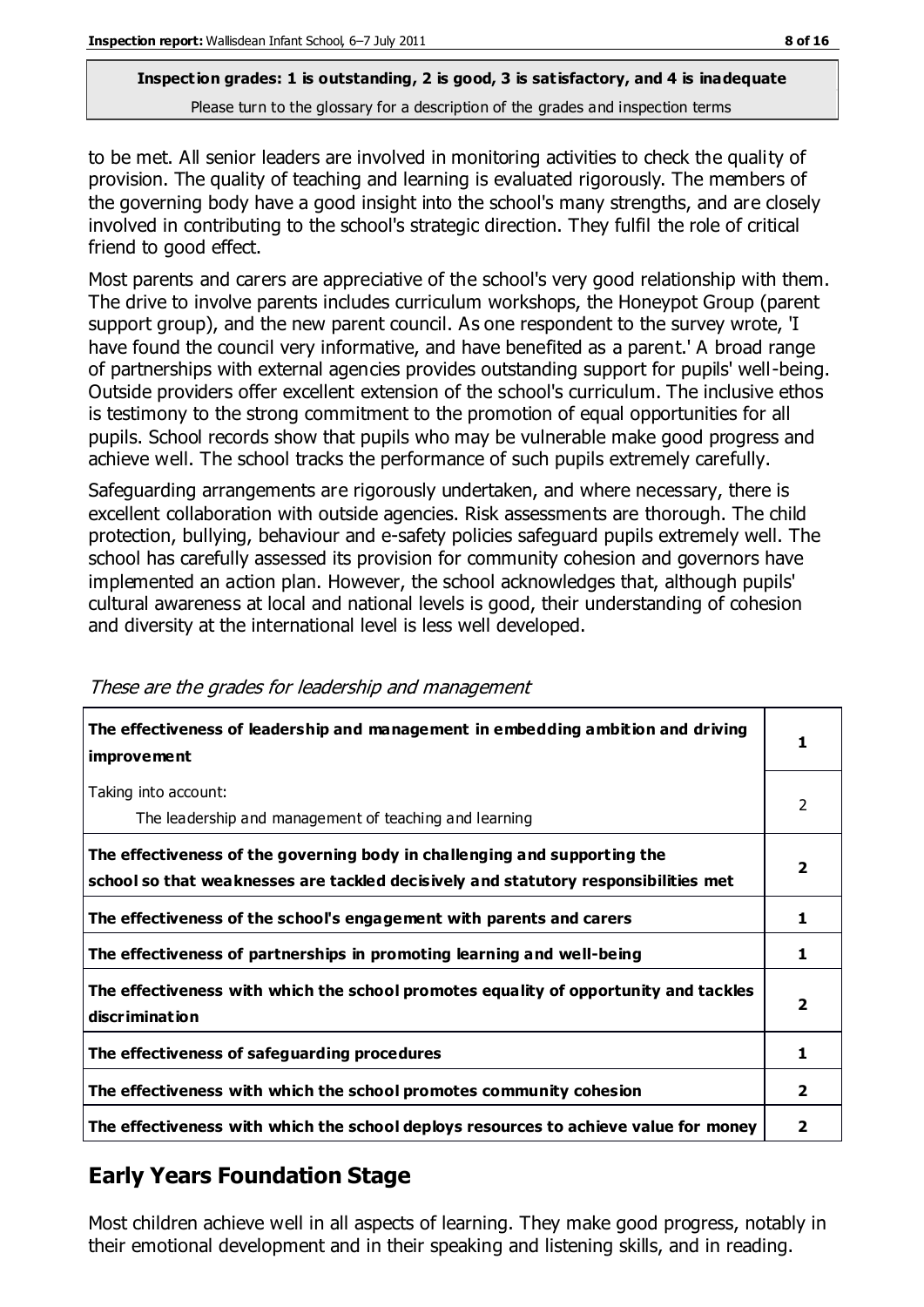**Inspection grades: 1 is outstanding, 2 is good, 3 is satisfactory, and 4 is inadequate**
Please turn to the glossary for a description of the grades and inspection terms

to be met. All senior leaders are involved in monitoring activities to check the quality of provision. The quality of teaching and learning is evaluated rigorously. The members of the governing body have a good insight into the school's many strengths, and are closely involved in contributing to the school's strategic direction. They fulfil the role of critical friend to good effect.

Most parents and carers are appreciative of the school's very good relationship with them. The drive to involve parents includes curriculum workshops, the Honeypot Group (parent support group), and the new parent council. As one respondent to the survey wrote, 'I have found the council very informative, and have benefited as a parent.' A broad range of partnerships with external agencies provides outstanding support for pupils' well-being. Outside providers offer excellent extension of the school's curriculum. The inclusive ethos is testimony to the strong commitment to the promotion of equal opportunities for all pupils. School records show that pupils who may be vulnerable make good progress and achieve well. The school tracks the performance of such pupils extremely carefully.

Safeguarding arrangements are rigorously undertaken, and where necessary, there is excellent collaboration with outside agencies. Risk assessments are thorough. The child protection, bullying, behaviour and e-safety policies safeguard pupils extremely well. The school has carefully assessed its provision for community cohesion and governors have implemented an action plan. However, the school acknowledges that, although pupils' cultural awareness at local and national levels is good, their understanding of cohesion and diversity at the international level is less well developed.

*These are the grades for leadership and management*

| | |
|---|---|
| **The effectiveness of leadership and management in embedding ambition and driving improvement** | **1** |
| Taking into account:<br>The leadership and management of teaching and learning | 2 |
| **The effectiveness of the governing body in challenging and supporting the school so that weaknesses are tackled decisively and statutory responsibilities met** | **2** |
| **The effectiveness of the school's engagement with parents and carers** | **1** |
| **The effectiveness of partnerships in promoting learning and well-being** | **1** |
| **The effectiveness with which the school promotes equality of opportunity and tackles discrimination** | **2** |
| **The effectiveness of safeguarding procedures** | **1** |
| **The effectiveness with which the school promotes community cohesion** | **2** |
| **The effectiveness with which the school deploys resources to achieve value for money** | **2** |

## Early Years Foundation Stage

Most children achieve well in all aspects of learning. They make good progress, notably in their emotional development and in their speaking and listening skills, and in reading.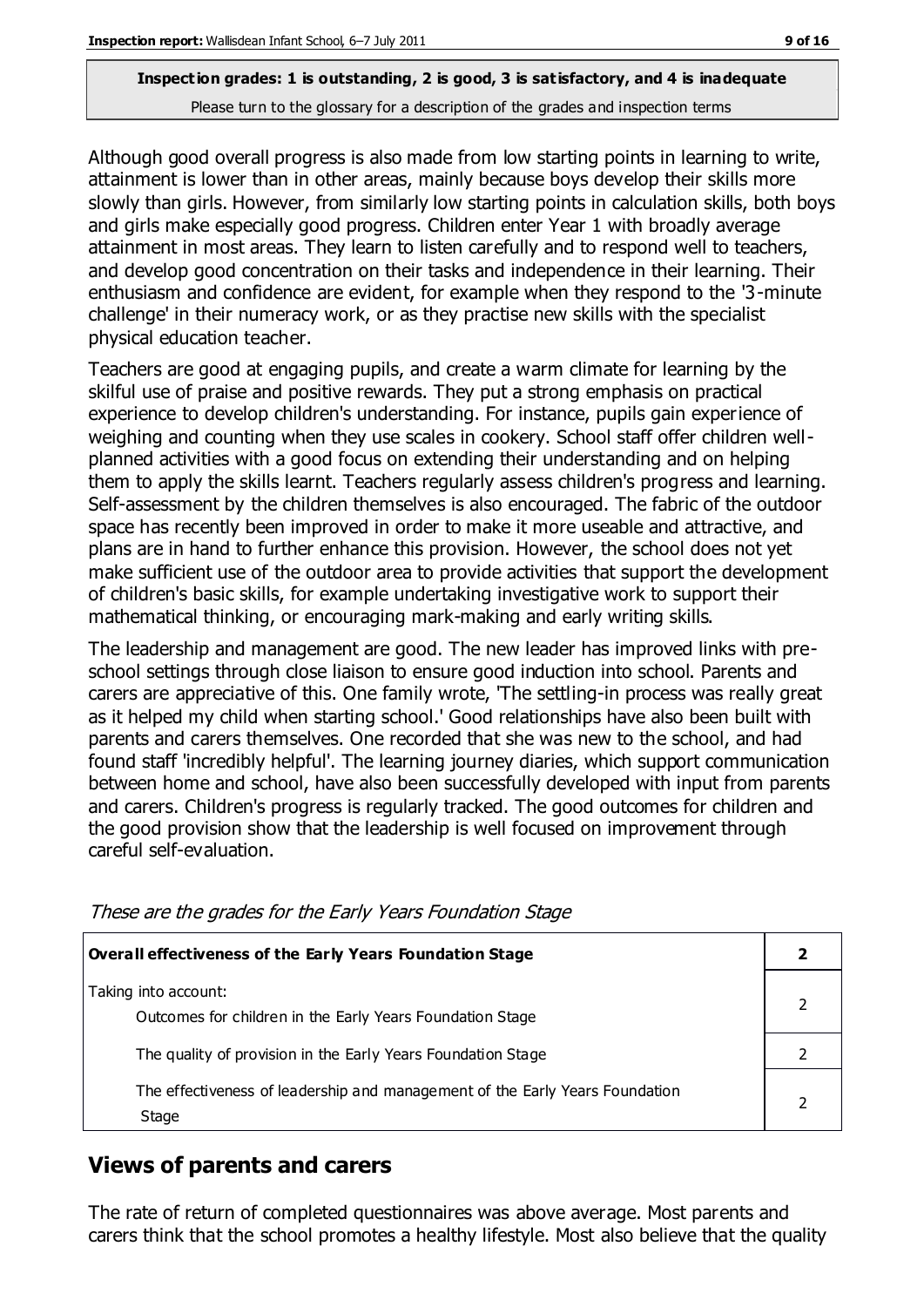**Inspection grades: 1 is outstanding, 2 is good, 3 is satisfactory, and 4 is inadequate**
Please turn to the glossary for a description of the grades and inspection terms

Although good overall progress is also made from low starting points in learning to write, attainment is lower than in other areas, mainly because boys develop their skills more slowly than girls. However, from similarly low starting points in calculation skills, both boys and girls make especially good progress. Children enter Year 1 with broadly average attainment in most areas. They learn to listen carefully and to respond well to teachers, and develop good concentration on their tasks and independence in their learning. Their enthusiasm and confidence are evident, for example when they respond to the '3-minute challenge' in their numeracy work, or as they practise new skills with the specialist physical education teacher.

Teachers are good at engaging pupils, and create a warm climate for learning by the skilful use of praise and positive rewards. They put a strong emphasis on practical experience to develop children's understanding. For instance, pupils gain experience of weighing and counting when they use scales in cookery. School staff offer children well-planned activities with a good focus on extending their understanding and on helping them to apply the skills learnt. Teachers regularly assess children's progress and learning. Self-assessment by the children themselves is also encouraged. The fabric of the outdoor space has recently been improved in order to make it more useable and attractive, and plans are in hand to further enhance this provision. However, the school does not yet make sufficient use of the outdoor area to provide activities that support the development of children's basic skills, for example undertaking investigative work to support their mathematical thinking, or encouraging mark-making and early writing skills.

The leadership and management are good. The new leader has improved links with pre-school settings through close liaison to ensure good induction into school. Parents and carers are appreciative of this. One family wrote, 'The settling-in process was really great as it helped my child when starting school.' Good relationships have also been built with parents and carers themselves. One recorded that she was new to the school, and had found staff 'incredibly helpful'. The learning journey diaries, which support communication between home and school, have also been successfully developed with input from parents and carers. Children's progress is regularly tracked. The good outcomes for children and the good provision show that the leadership is well focused on improvement through careful self-evaluation.

*These are the grades for the Early Years Foundation Stage*

| **Overall effectiveness of the Early Years Foundation Stage** | **2** |
|---|---|
| Taking into account: Outcomes for children in the Early Years Foundation Stage | 2 |
| The quality of provision in the Early Years Foundation Stage | 2 |
| The effectiveness of leadership and management of the Early Years Foundation Stage | 2 |

## Views of parents and carers

The rate of return of completed questionnaires was above average. Most parents and carers think that the school promotes a healthy lifestyle. Most also believe that the quality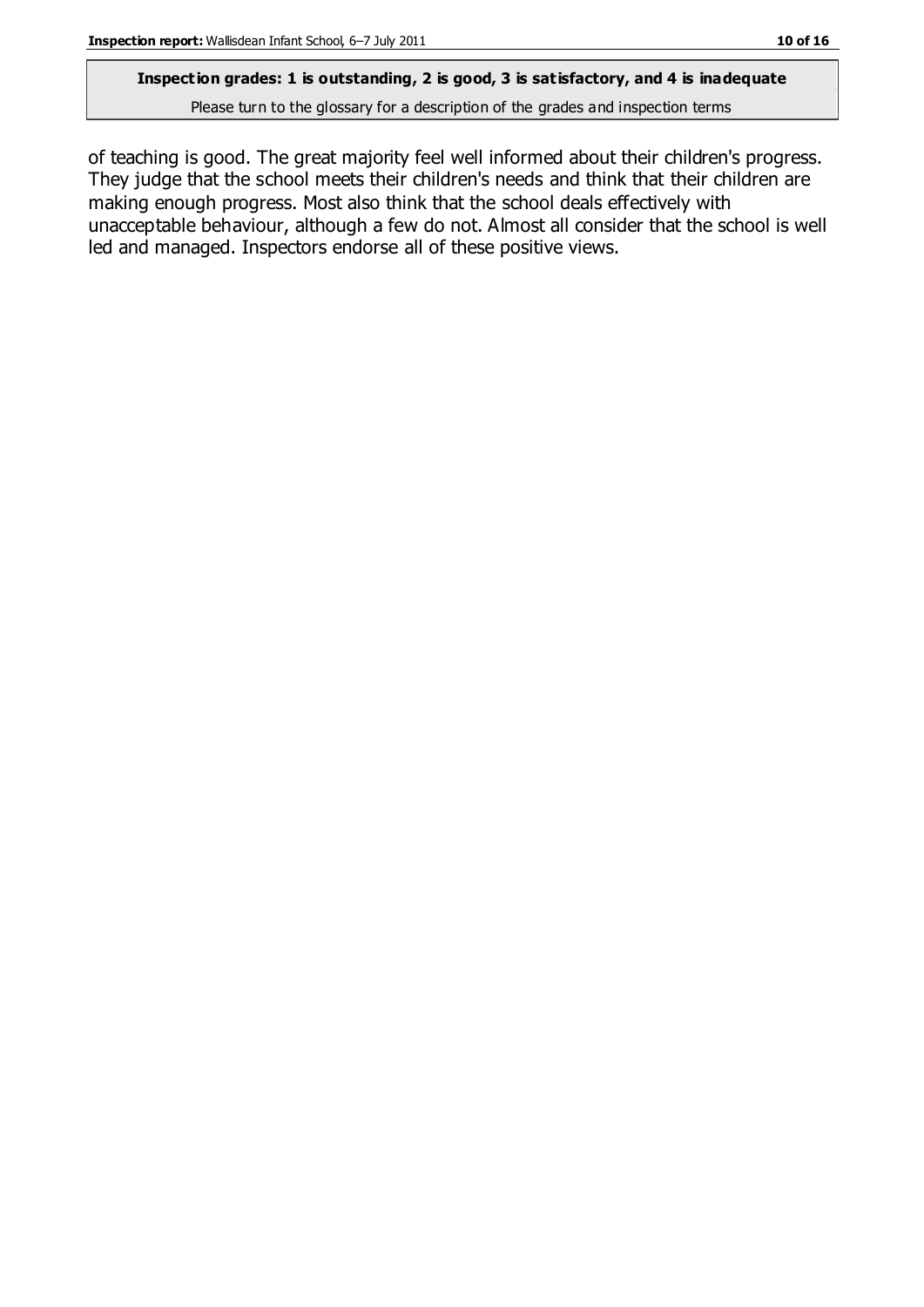of teaching is good. The great majority feel well informed about their children's progress. They judge that the school meets their children's needs and think that their children are making enough progress. Most also think that the school deals effectively with unacceptable behaviour, although a few do not. Almost all consider that the school is well led and managed. Inspectors endorse all of these positive views.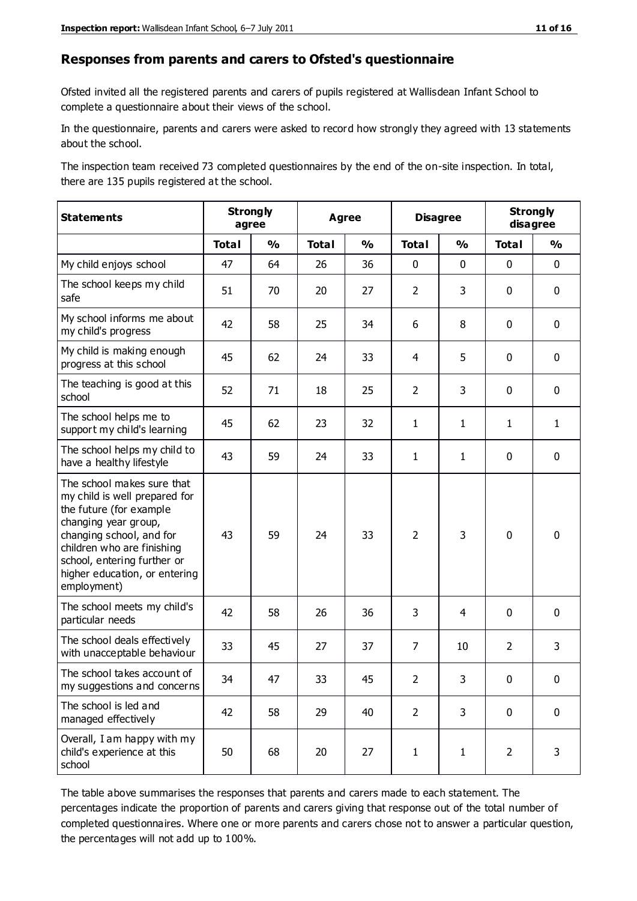## Responses from parents and carers to Ofsted's questionnaire

Ofsted invited all the registered parents and carers of pupils registered at Wallisdean Infant School to complete a questionnaire about their views of the school.

In the questionnaire, parents and carers were asked to record how strongly they agreed with 13 statements about the school.

The inspection team received 73 completed questionnaires by the end of the on-site inspection. In total, there are 135 pupils registered at the school.

| Statements | Strongly agree | | Agree | | Disagree | | Strongly disagree | |
|---|---|---|---|---|---|---|---|---|
| | Total | % | Total | % | Total | % | Total | % |
| My child enjoys school | 47 | 64 | 26 | 36 | 0 | 0 | 0 | 0 |
| The school keeps my child safe | 51 | 70 | 20 | 27 | 2 | 3 | 0 | 0 |
| My school informs me about my child's progress | 42 | 58 | 25 | 34 | 6 | 8 | 0 | 0 |
| My child is making enough progress at this school | 45 | 62 | 24 | 33 | 4 | 5 | 0 | 0 |
| The teaching is good at this school | 52 | 71 | 18 | 25 | 2 | 3 | 0 | 0 |
| The school helps me to support my child's learning | 45 | 62 | 23 | 32 | 1 | 1 | 1 | 1 |
| The school helps my child to have a healthy lifestyle | 43 | 59 | 24 | 33 | 1 | 1 | 0 | 0 |
| The school makes sure that my child is well prepared for the future (for example changing year group, changing school, and for children who are finishing school, entering further or higher education, or entering employment) | 43 | 59 | 24 | 33 | 2 | 3 | 0 | 0 |
| The school meets my child's particular needs | 42 | 58 | 26 | 36 | 3 | 4 | 0 | 0 |
| The school deals effectively with unacceptable behaviour | 33 | 45 | 27 | 37 | 7 | 10 | 2 | 3 |
| The school takes account of my suggestions and concerns | 34 | 47 | 33 | 45 | 2 | 3 | 0 | 0 |
| The school is led and managed effectively | 42 | 58 | 29 | 40 | 2 | 3 | 0 | 0 |
| Overall, I am happy with my child's experience at this school | 50 | 68 | 20 | 27 | 1 | 1 | 2 | 3 |

The table above summarises the responses that parents and carers made to each statement. The percentages indicate the proportion of parents and carers giving that response out of the total number of completed questionnaires. Where one or more parents and carers chose not to answer a particular question, the percentages will not add up to 100%.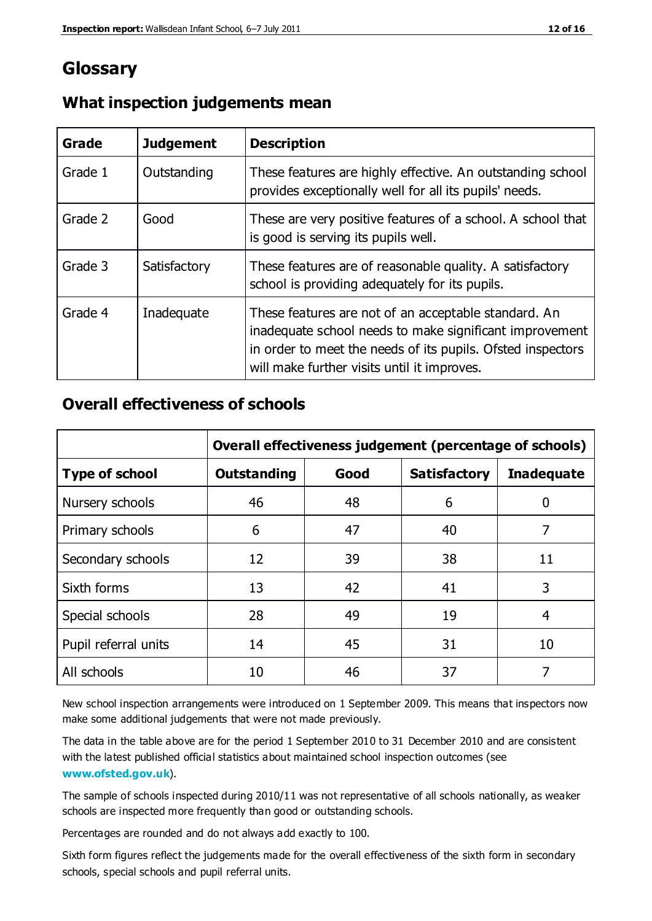# Glossary

## What inspection judgements mean

| Grade | Judgement | Description |
| --- | --- | --- |
| Grade 1 | Outstanding | These features are highly effective. An outstanding school provides exceptionally well for all its pupils' needs. |
| Grade 2 | Good | These are very positive features of a school. A school that is good is serving its pupils well. |
| Grade 3 | Satisfactory | These features are of reasonable quality. A satisfactory school is providing adequately for its pupils. |
| Grade 4 | Inadequate | These features are not of an acceptable standard. An inadequate school needs to make significant improvement in order to meet the needs of its pupils. Ofsted inspectors will make further visits until it improves. |

## Overall effectiveness of schools

| | Overall effectiveness judgement (percentage of schools) | | | |
| --- | --- | --- | --- | --- |
| **Type of school** | **Outstanding** | **Good** | **Satisfactory** | **Inadequate** |
| Nursery schools | 46 | 48 | 6 | 0 |
| Primary schools | 6 | 47 | 40 | 7 |
| Secondary schools | 12 | 39 | 38 | 11 |
| Sixth forms | 13 | 42 | 41 | 3 |
| Special schools | 28 | 49 | 19 | 4 |
| Pupil referral units | 14 | 45 | 31 | 10 |
| All schools | 10 | 46 | 37 | 7 |

New school inspection arrangements were introduced on 1 September 2009. This means that inspectors now make some additional judgements that were not made previously.

The data in the table above are for the period 1 September 2010 to 31 December 2010 and are consistent with the latest published official statistics about maintained school inspection outcomes (see **www.ofsted.gov.uk**).

The sample of schools inspected during 2010/11 was not representative of all schools nationally, as weaker schools are inspected more frequently than good or outstanding schools.

Percentages are rounded and do not always add exactly to 100.

Sixth form figures reflect the judgements made for the overall effectiveness of the sixth form in secondary schools, special schools and pupil referral units.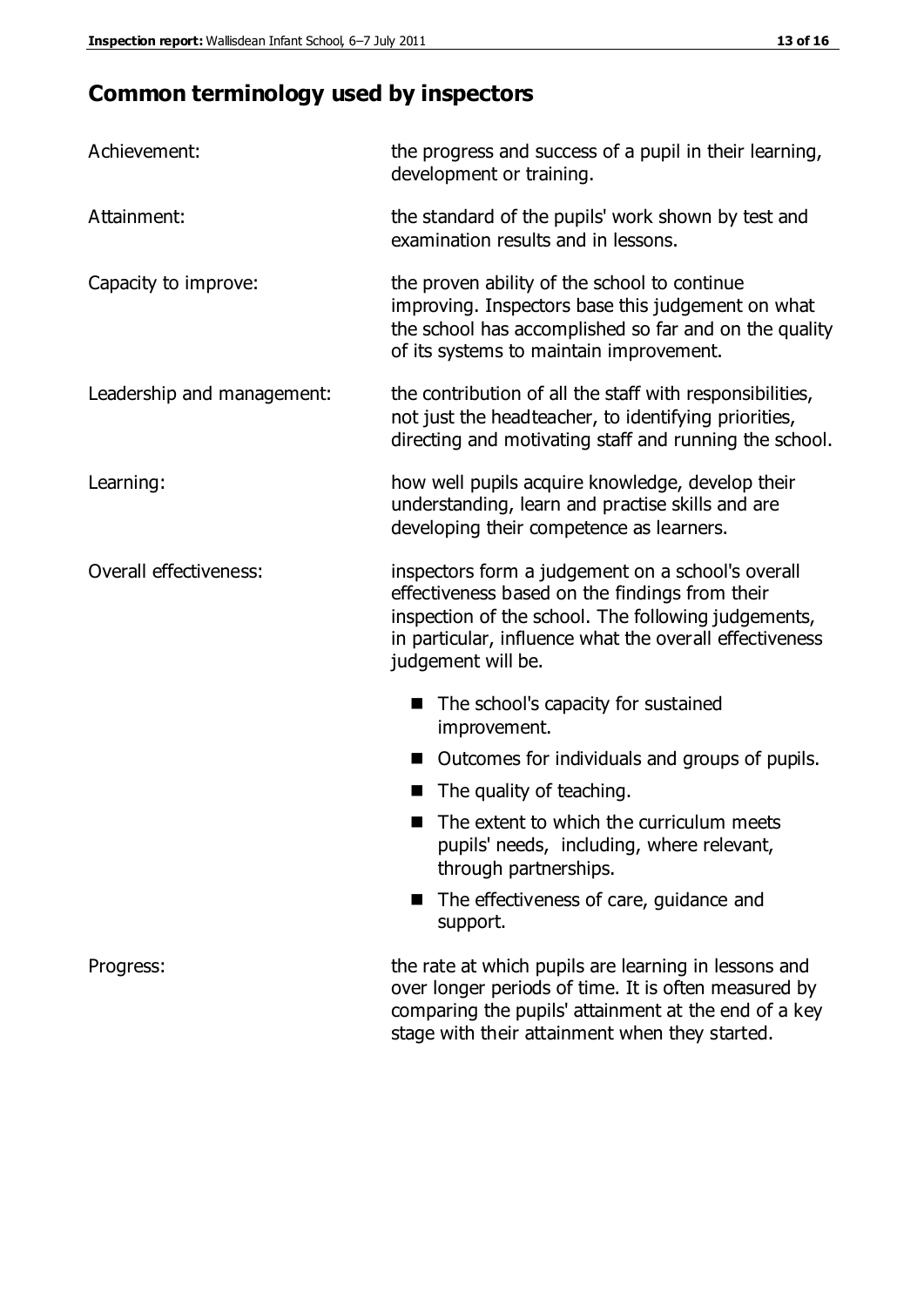# Common terminology used by inspectors

**Achievement:** the progress and success of a pupil in their learning, development or training.

**Attainment:** the standard of the pupils' work shown by test and examination results and in lessons.

**Capacity to improve:** the proven ability of the school to continue improving. Inspectors base this judgement on what the school has accomplished so far and on the quality of its systems to maintain improvement.

**Leadership and management:** the contribution of all the staff with responsibilities, not just the headteacher, to identifying priorities, directing and motivating staff and running the school.

**Learning:** how well pupils acquire knowledge, develop their understanding, learn and practise skills and are developing their competence as learners.

**Overall effectiveness:** inspectors form a judgement on a school's overall effectiveness based on the findings from their inspection of the school. The following judgements, in particular, influence what the overall effectiveness judgement will be.

- The school's capacity for sustained improvement.
- Outcomes for individuals and groups of pupils.
- The quality of teaching.
- The extent to which the curriculum meets pupils' needs, including, where relevant, through partnerships.
- The effectiveness of care, guidance and support.

**Progress:** the rate at which pupils are learning in lessons and over longer periods of time. It is often measured by comparing the pupils' attainment at the end of a key stage with their attainment when they started.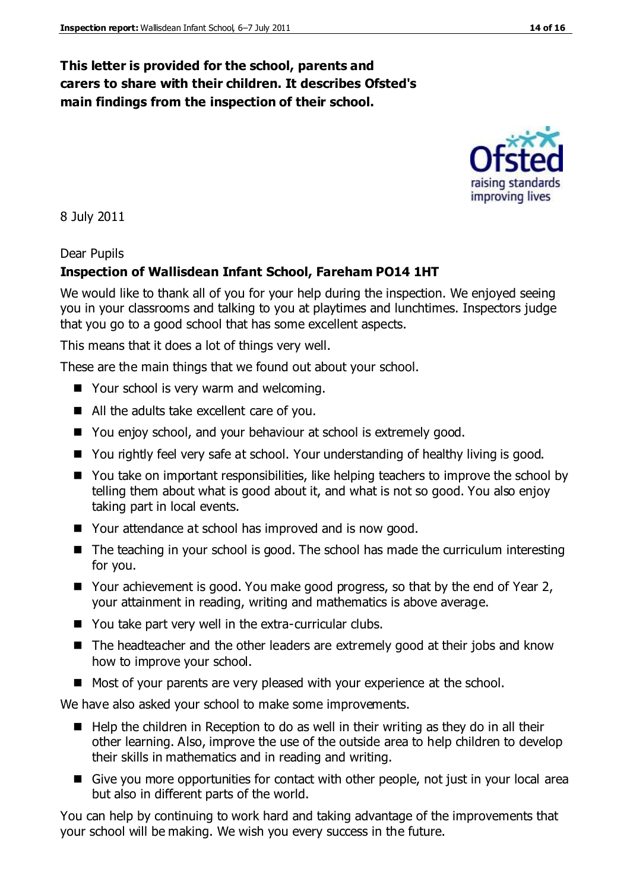**This letter is provided for the school, parents and carers to share with their children. It describes Ofsted's main findings from the inspection of their school.**

8 July 2011

Dear Pupils

**Inspection of Wallisdean Infant School, Fareham PO14 1HT**

We would like to thank all of you for your help during the inspection. We enjoyed seeing you in your classrooms and talking to you at playtimes and lunchtimes. Inspectors judge that you go to a good school that has some excellent aspects.

This means that it does a lot of things very well.

These are the main things that we found out about your school.

- Your school is very warm and welcoming.
- All the adults take excellent care of you.
- You enjoy school, and your behaviour at school is extremely good.
- You rightly feel very safe at school. Your understanding of healthy living is good.
- You take on important responsibilities, like helping teachers to improve the school by telling them about what is good about it, and what is not so good. You also enjoy taking part in local events.
- Your attendance at school has improved and is now good.
- The teaching in your school is good. The school has made the curriculum interesting for you.
- Your achievement is good. You make good progress, so that by the end of Year 2, your attainment in reading, writing and mathematics is above average.
- You take part very well in the extra-curricular clubs.
- The headteacher and the other leaders are extremely good at their jobs and know how to improve your school.
- Most of your parents are very pleased with your experience at the school.

We have also asked your school to make some improvements.

- Help the children in Reception to do as well in their writing as they do in all their other learning. Also, improve the use of the outside area to help children to develop their skills in mathematics and in reading and writing.
- Give you more opportunities for contact with other people, not just in your local area but also in different parts of the world.

You can help by continuing to work hard and taking advantage of the improvements that your school will be making. We wish you every success in the future.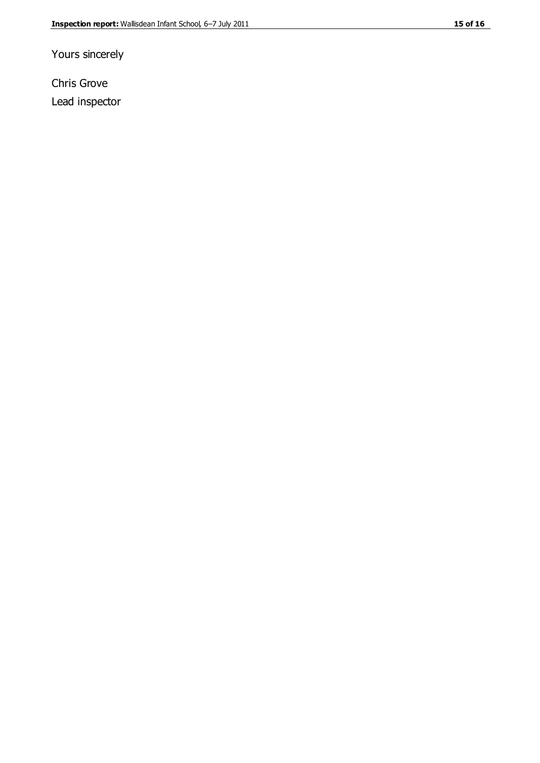Yours sincerely

Chris Grove

Lead inspector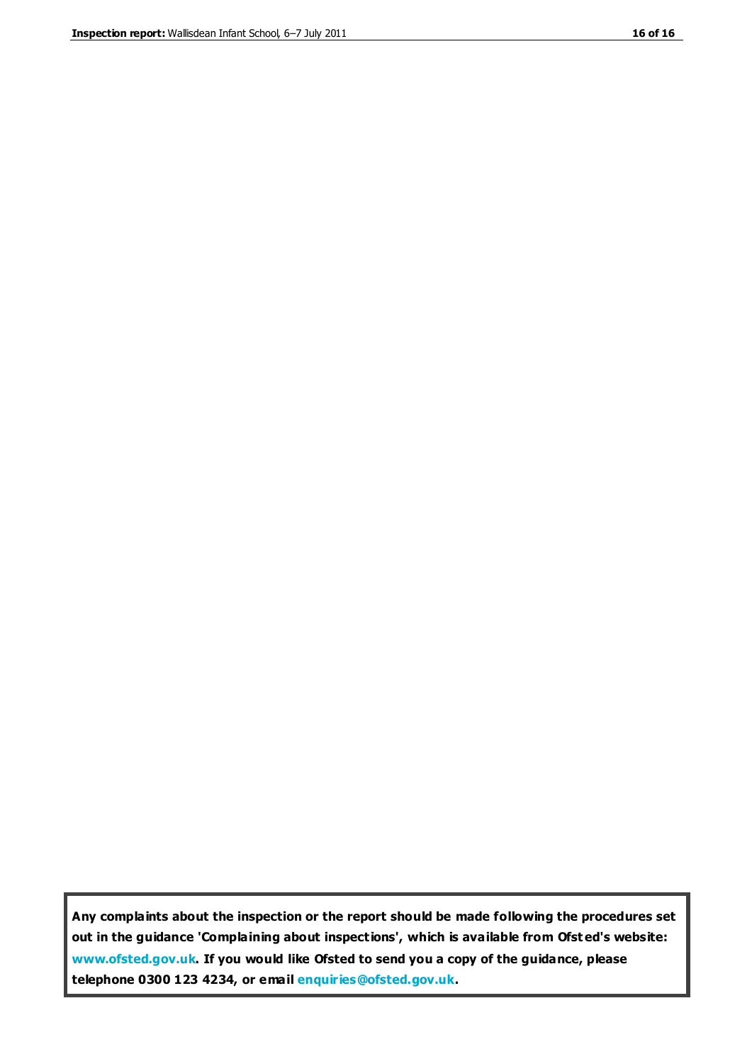**Any complaints about the inspection or the report should be made following the procedures set out in the guidance 'Complaining about inspections', which is available from Ofsted's website: www.ofsted.gov.uk. If you would like Ofsted to send you a copy of the guidance, please telephone 0300 123 4234, or email enquiries@ofsted.gov.uk.**